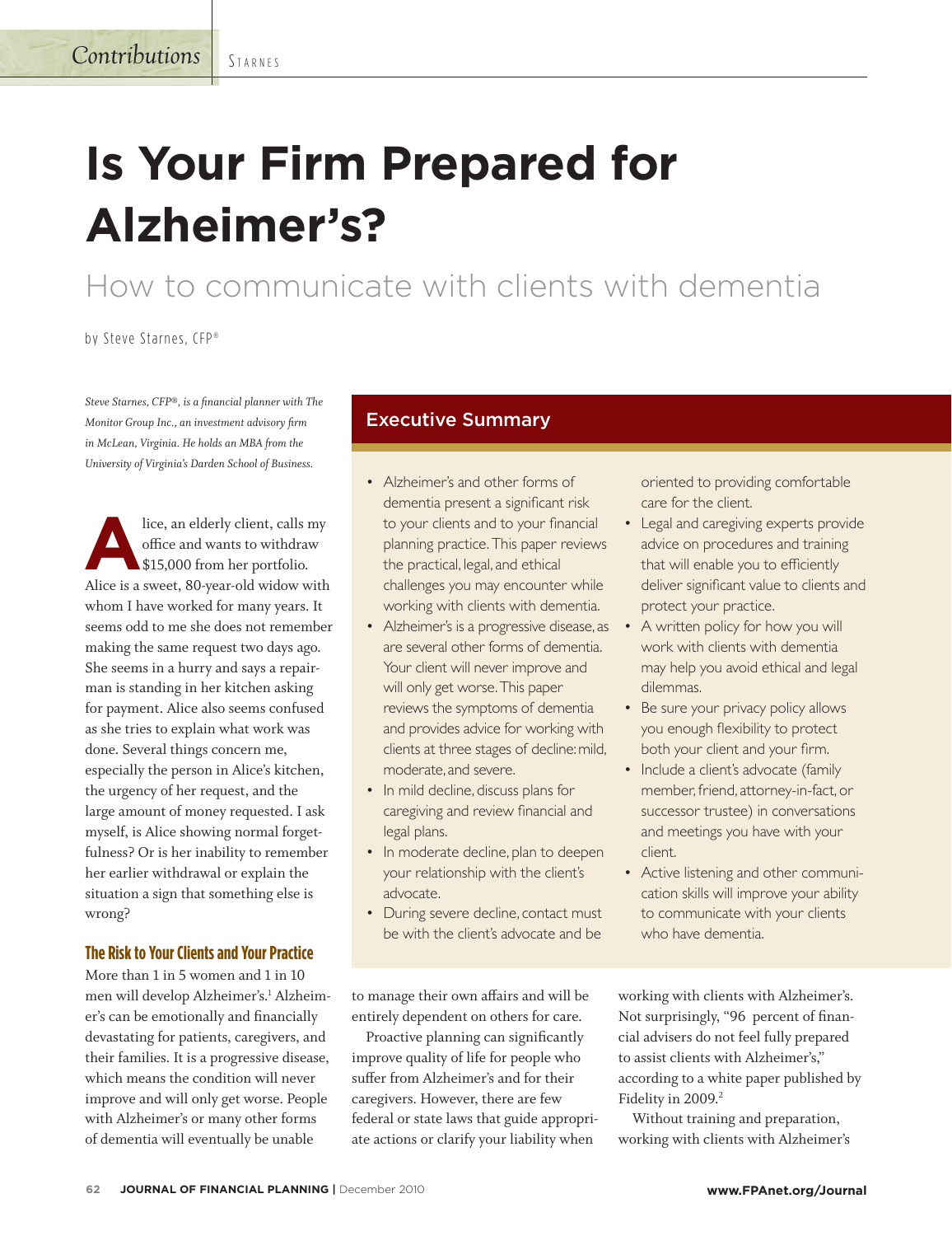# Is Your Firm Prepared for Alzheimer's?

## How to communicate with clients with dementia

by Steve Starnes, CFP®

*Steve Starnes, CFP®, is a financial planner with The Monitor Group Inc., an investment advisory firm in McLean, Virginia. He holds an MBA from the University of Virginia's Darden School of Business.*

### Executive Summary

- Alzheimer's and other forms of dementia present a significant risk to your clients and to your financial planning practice. This paper reviews the practical, legal, and ethical challenges you may encounter while working with clients with dementia.
- Alzheimer's is a progressive disease, as are several other forms of dementia. Your client will never improve and will only get worse. This paper reviews the symptoms of dementia and provides advice for working with clients at three stages of decline: mild, moderate, and severe.
- In mild decline, discuss plans for caregiving and review financial and legal plans.
- In moderate decline, plan to deepen your relationship with the client's advocate.
- During severe decline, contact must be with the client's advocate and be oriented to providing comfortable care for the client.
- Legal and caregiving experts provide advice on procedures and training that will enable you to efficiently deliver significant value to clients and protect your practice.
- A written policy for how you will work with clients with dementia may help you avoid ethical and legal dilemmas.
- Be sure your privacy policy allows you enough flexibility to protect both your client and your firm.
- Include a client's advocate (family member, friend, attorney-in-fact, or successor trustee) in conversations and meetings you have with your client.
- Active listening and other communication skills will improve your ability to communicate with your clients who have dementia.

Alice, an elderly client, calls my office and wants to withdraw $15,000 from her portfolio. Alice is a sweet, 80-year-old widow with whom I have worked for many years. It seems odd to me she does not remember making the same request two days ago. She seems in a hurry and says a repairman is standing in her kitchen asking for payment. Alice also seems confused as she tries to explain what work was done. Several things concern me, especially the person in Alice's kitchen, the urgency of her request, and the large amount of money requested. I ask myself, is Alice showing normal forgetfulness? Or is her inability to remember her earlier withdrawal or explain the situation a sign that something else is wrong?

### The Risk to Your Clients and Your Practice

More than 1 in 5 women and 1 in 10 men will develop Alzheimer's.[1] Alzheimer's can be emotionally and financially devastating for patients, caregivers, and their families. It is a progressive disease, which means the condition will never improve and will only get worse. People with Alzheimer's or many other forms of dementia will eventually be unable to manage their own affairs and will be entirely dependent on others for care.

Proactive planning can significantly improve quality of life for people who suffer from Alzheimer's and for their caregivers. However, there are few federal or state laws that guide appropriate actions or clarify your liability when working with clients with Alzheimer's. Not surprisingly, "96 percent of financial advisers do not feel fully prepared to assist clients with Alzheimer's," according to a white paper published by Fidelity in 2009.[2]

Without training and preparation, working with clients with Alzheimer's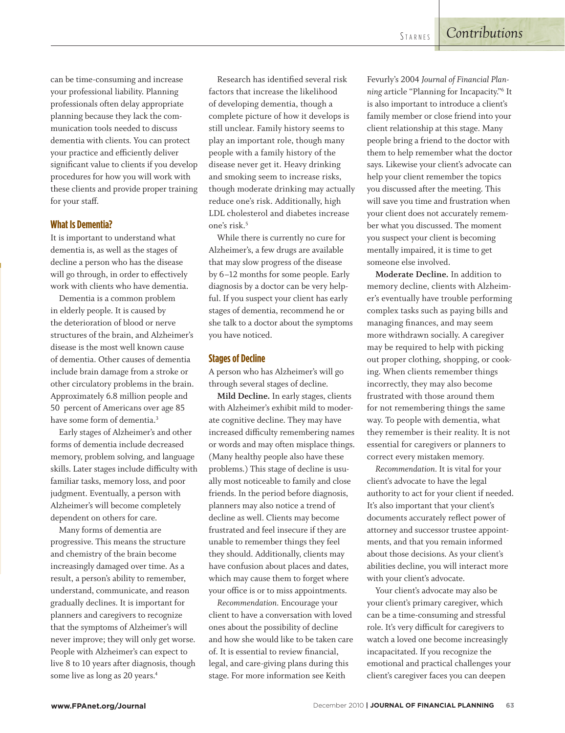can be time-consuming and increase your professional liability. Planning professionals often delay appropriate planning because they lack the communication tools needed to discuss dementia with clients. You can protect your practice and efficiently deliver significant value to clients if you develop procedures for how you will work with these clients and provide proper training for your staff.

## What Is Dementia?

It is important to understand what dementia is, as well as the stages of decline a person who has the disease will go through, in order to effectively work with clients who have dementia.

Dementia is a common problem in elderly people. It is caused by the deterioration of blood or nerve structures of the brain, and Alzheimer's disease is the most well known cause of dementia. Other causes of dementia include brain damage from a stroke or other circulatory problems in the brain. Approximately 6.8 million people and 50 percent of Americans over age 85 have some form of dementia.[3]

Early stages of Alzheimer's and other forms of dementia include decreased memory, problem solving, and language skills. Later stages include difficulty with familiar tasks, memory loss, and poor judgment. Eventually, a person with Alzheimer's will become completely dependent on others for care.

Many forms of dementia are progressive. This means the structure and chemistry of the brain become increasingly damaged over time. As a result, a person's ability to remember, understand, communicate, and reason gradually declines. It is important for planners and caregivers to recognize that the symptoms of Alzheimer's will never improve; they will only get worse. People with Alzheimer's can expect to live 8 to 10 years after diagnosis, though some live as long as 20 years.[4]

Research has identified several risk factors that increase the likelihood of developing dementia, though a complete picture of how it develops is still unclear. Family history seems to play an important role, though many people with a family history of the disease never get it. Heavy drinking and smoking seem to increase risks, though moderate drinking may actually reduce one's risk. Additionally, high LDL cholesterol and diabetes increase one's risk.[5]

While there is currently no cure for Alzheimer's, a few drugs are available that may slow progress of the disease by 6–12 months for some people. Early diagnosis by a doctor can be very helpful. If you suspect your client has early stages of dementia, recommend he or she talk to a doctor about the symptoms you have noticed.

## Stages of Decline

A person who has Alzheimer's will go through several stages of decline.

**Mild Decline.** In early stages, clients with Alzheimer's exhibit mild to moderate cognitive decline. They may have increased difficulty remembering names or words and may often misplace things. (Many healthy people also have these problems.) This stage of decline is usually most noticeable to family and close friends. In the period before diagnosis, planners may also notice a trend of decline as well. Clients may become frustrated and feel insecure if they are unable to remember things they feel they should. Additionally, clients may have confusion about places and dates, which may cause them to forget where your office is or to miss appointments.

*Recommendation.* Encourage your client to have a conversation with loved ones about the possibility of decline and how she would like to be taken care of. It is essential to review financial, legal, and care-giving plans during this stage. For more information see Keith Fevurly's 2004 *Journal of Financial Planning* article "Planning for Incapacity."[6] It is also important to introduce a client's family member or close friend into your client relationship at this stage. Many people bring a friend to the doctor with them to help remember what the doctor says. Likewise your client's advocate can help your client remember the topics you discussed after the meeting. This will save you time and frustration when your client does not accurately remember what you discussed. The moment you suspect your client is becoming mentally impaired, it is time to get someone else involved.

**Moderate Decline.** In addition to memory decline, clients with Alzheimer's eventually have trouble performing complex tasks such as paying bills and managing finances, and may seem more withdrawn socially. A caregiver may be required to help with picking out proper clothing, shopping, or cooking. When clients remember things incorrectly, they may also become frustrated with those around them for not remembering things the same way. To people with dementia, what they remember is their reality. It is not essential for caregivers or planners to correct every mistaken memory.

*Recommendation.* It is vital for your client's advocate to have the legal authority to act for your client if needed. It's also important that your client's documents accurately reflect power of attorney and successor trustee appointments, and that you remain informed about those decisions. As your client's abilities decline, you will interact more with your client's advocate.

Your client's advocate may also be your client's primary caregiver, which can be a time-consuming and stressful role. It's very difficult for caregivers to watch a loved one become increasingly incapacitated. If you recognize the emotional and practical challenges your client's caregiver faces you can deepen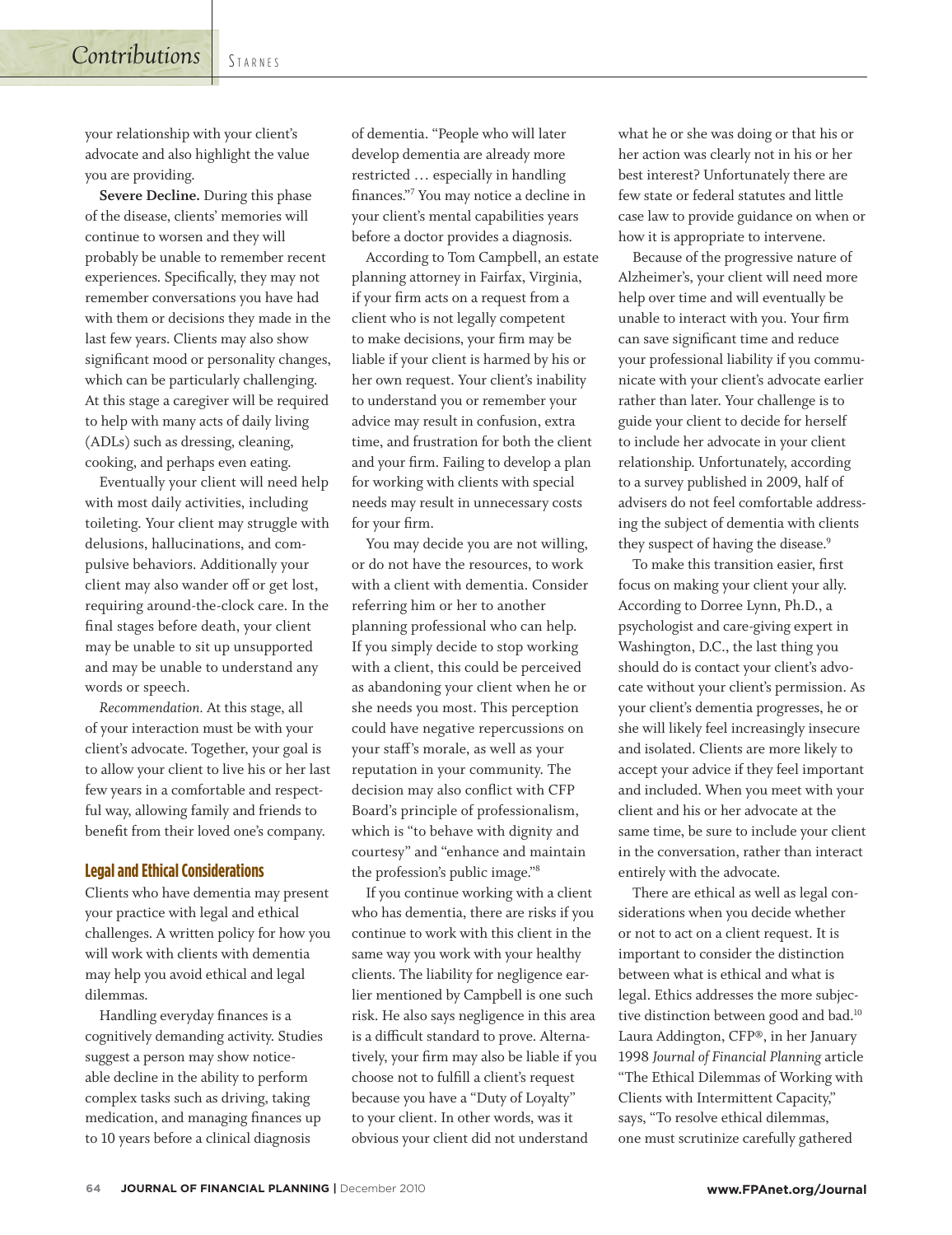your relationship with your client's advocate and also highlight the value you are providing.

**Severe Decline.** During this phase of the disease, clients' memories will continue to worsen and they will probably be unable to remember recent experiences. Specifically, they may not remember conversations you have had with them or decisions they made in the last few years. Clients may also show significant mood or personality changes, which can be particularly challenging. At this stage a caregiver will be required to help with many acts of daily living (ADLs) such as dressing, cleaning, cooking, and perhaps even eating.

Eventually your client will need help with most daily activities, including toileting. Your client may struggle with delusions, hallucinations, and compulsive behaviors. Additionally your client may also wander off or get lost, requiring around-the-clock care. In the final stages before death, your client may be unable to sit up unsupported and may be unable to understand any words or speech.

*Recommendation.* At this stage, all of your interaction must be with your client's advocate. Together, your goal is to allow your client to live his or her last few years in a comfortable and respectful way, allowing family and friends to benefit from their loved one's company.

## Legal and Ethical Considerations

Clients who have dementia may present your practice with legal and ethical challenges. A written policy for how you will work with clients with dementia may help you avoid ethical and legal dilemmas.

Handling everyday finances is a cognitively demanding activity. Studies suggest a person may show noticeable decline in the ability to perform complex tasks such as driving, taking medication, and managing finances up to 10 years before a clinical diagnosis of dementia. "People who will later develop dementia are already more restricted … especially in handling finances."[7] You may notice a decline in your client's mental capabilities years before a doctor provides a diagnosis.

According to Tom Campbell, an estate planning attorney in Fairfax, Virginia, if your firm acts on a request from a client who is not legally competent to make decisions, your firm may be liable if your client is harmed by his or her own request. Your client's inability to understand you or remember your advice may result in confusion, extra time, and frustration for both the client and your firm. Failing to develop a plan for working with clients with special needs may result in unnecessary costs for your firm.

You may decide you are not willing, or do not have the resources, to work with a client with dementia. Consider referring him or her to another planning professional who can help. If you simply decide to stop working with a client, this could be perceived as abandoning your client when he or she needs you most. This perception could have negative repercussions on your staff's morale, as well as your reputation in your community. The decision may also conflict with CFP Board's principle of professionalism, which is "to behave with dignity and courtesy" and "enhance and maintain the profession's public image."[8]

If you continue working with a client who has dementia, there are risks if you continue to work with this client in the same way you work with your healthy clients. The liability for negligence earlier mentioned by Campbell is one such risk. He also says negligence in this area is a difficult standard to prove. Alternatively, your firm may also be liable if you choose not to fulfill a client's request because you have a "Duty of Loyalty" to your client. In other words, was it obvious your client did not understand what he or she was doing or that his or her action was clearly not in his or her best interest? Unfortunately there are few state or federal statutes and little case law to provide guidance on when or how it is appropriate to intervene.

Because of the progressive nature of Alzheimer's, your client will need more help over time and will eventually be unable to interact with you. Your firm can save significant time and reduce your professional liability if you communicate with your client's advocate earlier rather than later. Your challenge is to guide your client to decide for herself to include her advocate in your client relationship. Unfortunately, according to a survey published in 2009, half of advisers do not feel comfortable addressing the subject of dementia with clients they suspect of having the disease.[9]

To make this transition easier, first focus on making your client your ally. According to Dorree Lynn, Ph.D., a psychologist and care-giving expert in Washington, D.C., the last thing you should do is contact your client's advocate without your client's permission. As your client's dementia progresses, he or she will likely feel increasingly insecure and isolated. Clients are more likely to accept your advice if they feel important and included. When you meet with your client and his or her advocate at the same time, be sure to include your client in the conversation, rather than interact entirely with the advocate.

There are ethical as well as legal considerations when you decide whether or not to act on a client request. It is important to consider the distinction between what is ethical and what is legal. Ethics addresses the more subjective distinction between good and bad.[10] Laura Addington, CFP®, in her January 1998 *Journal of Financial Planning* article "The Ethical Dilemmas of Working with Clients with Intermittent Capacity," says, "To resolve ethical dilemmas, one must scrutinize carefully gathered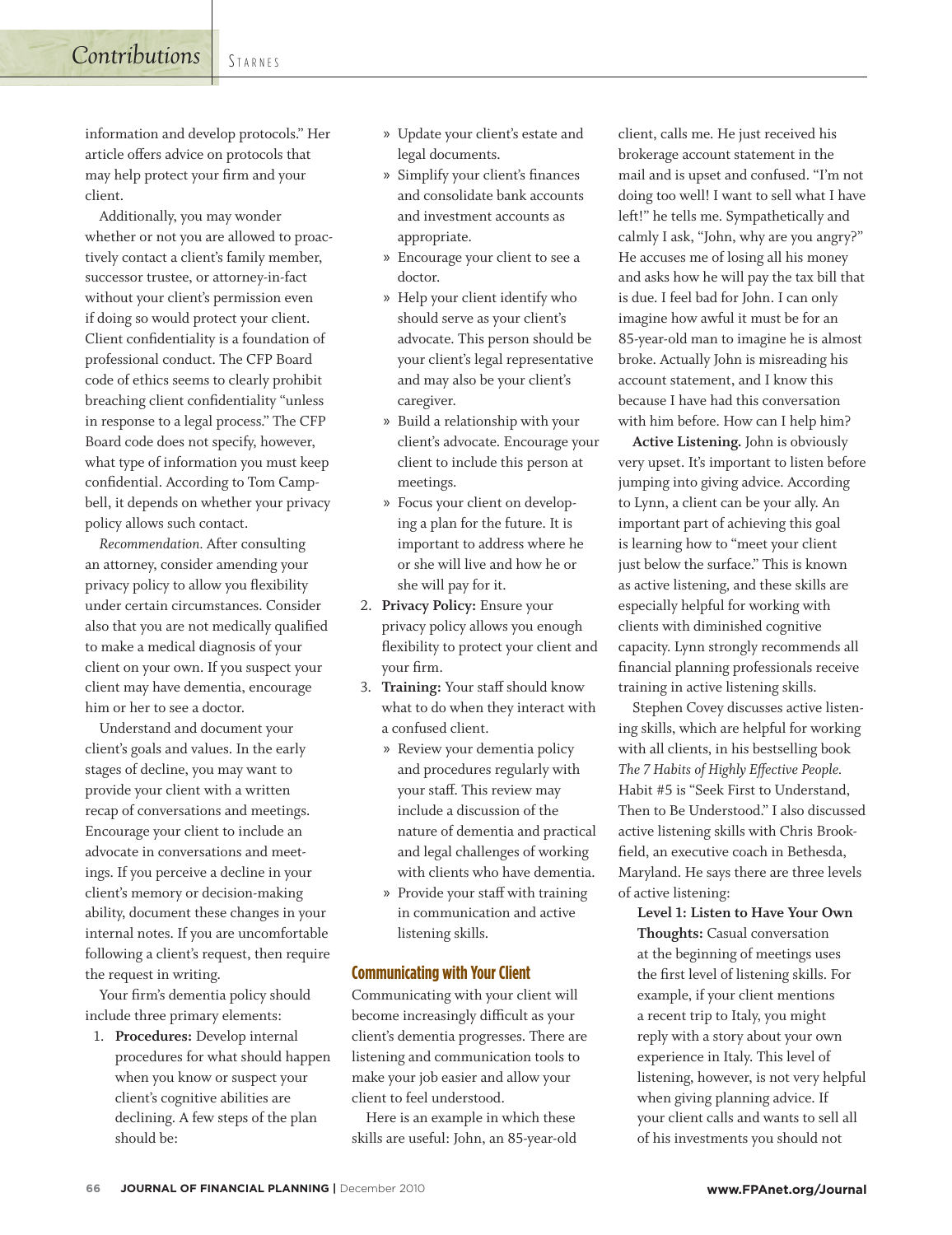information and develop protocols." Her article offers advice on protocols that may help protect your firm and your client.

Additionally, you may wonder whether or not you are allowed to proactively contact a client's family member, successor trustee, or attorney-in-fact without your client's permission even if doing so would protect your client. Client confidentiality is a foundation of professional conduct. The CFP Board code of ethics seems to clearly prohibit breaching client confidentiality "unless in response to a legal process." The CFP Board code does not specify, however, what type of information you must keep confidential. According to Tom Campbell, it depends on whether your privacy policy allows such contact.

*Recommendation.* After consulting an attorney, consider amending your privacy policy to allow you flexibility under certain circumstances. Consider also that you are not medically qualified to make a medical diagnosis of your client on your own. If you suspect your client may have dementia, encourage him or her to see a doctor.

Understand and document your client's goals and values. In the early stages of decline, you may want to provide your client with a written recap of conversations and meetings. Encourage your client to include an advocate in conversations and meetings. If you perceive a decline in your client's memory or decision-making ability, document these changes in your internal notes. If you are uncomfortable following a client's request, then require the request in writing.

Your firm's dementia policy should include three primary elements:

1. **Procedures:** Develop internal procedures for what should happen when you know or suspect your client's cognitive abilities are declining. A few steps of the plan should be:
   - Update your client's estate and legal documents.
   - Simplify your client's finances and consolidate bank accounts and investment accounts as appropriate.
   - Encourage your client to see a doctor.
   - Help your client identify who should serve as your client's advocate. This person should be your client's legal representative and may also be your client's caregiver.
   - Build a relationship with your client's advocate. Encourage your client to include this person at meetings.
   - Focus your client on developing a plan for the future. It is important to address where he or she will live and how he or she will pay for it.
2. **Privacy Policy:** Ensure your privacy policy allows you enough flexibility to protect your client and your firm.
3. **Training:** Your staff should know what to do when they interact with a confused client.
   - Review your dementia policy and procedures regularly with your staff. This review may include a discussion of the nature of dementia and practical and legal challenges of working with clients who have dementia.
   - Provide your staff with training in communication and active listening skills.

## Communicating with Your Client

Communicating with your client will become increasingly difficult as your client's dementia progresses. There are listening and communication tools to make your job easier and allow your client to feel understood.

Here is an example in which these skills are useful: John, an 85-year-old client, calls me. He just received his brokerage account statement in the mail and is upset and confused. "I'm not doing too well! I want to sell what I have left!" he tells me. Sympathetically and calmly I ask, "John, why are you angry?" He accuses me of losing all his money and asks how he will pay the tax bill that is due. I feel bad for John. I can only imagine how awful it must be for an 85-year-old man to imagine he is almost broke. Actually John is misreading his account statement, and I know this because I have had this conversation with him before. How can I help him?

**Active Listening.** John is obviously very upset. It's important to listen before jumping into giving advice. According to Lynn, a client can be your ally. An important part of achieving this goal is learning how to "meet your client just below the surface." This is known as active listening, and these skills are especially helpful for working with clients with diminished cognitive capacity. Lynn strongly recommends all financial planning professionals receive training in active listening skills.

Stephen Covey discusses active listening skills, which are helpful for working with all clients, in his bestselling book *The 7 Habits of Highly Effective People.* Habit #5 is "Seek First to Understand, Then to Be Understood." I also discussed active listening skills with Chris Brookfield, an executive coach in Bethesda, Maryland. He says there are three levels of active listening:

**Level 1: Listen to Have Your Own Thoughts:** Casual conversation at the beginning of meetings uses the first level of listening skills. For example, if your client mentions a recent trip to Italy, you might reply with a story about your own experience in Italy. This level of listening, however, is not very helpful when giving planning advice. If your client calls and wants to sell all of his investments you should not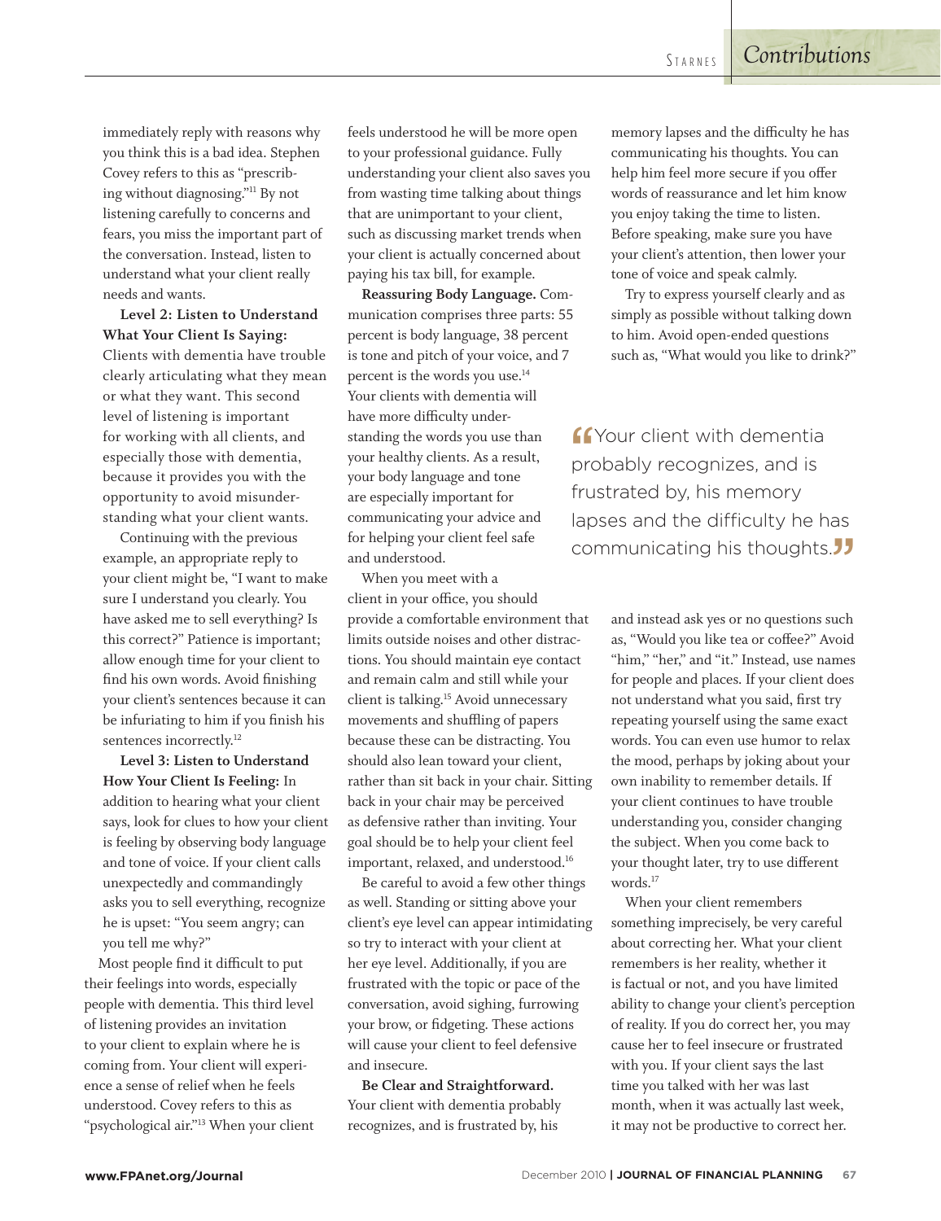immediately reply with reasons why you think this is a bad idea. Stephen Covey refers to this as "prescribing without diagnosing."[11] By not listening carefully to concerns and fears, you miss the important part of the conversation. Instead, listen to understand what your client really needs and wants.

**Level 2: Listen to Understand What Your Client Is Saying:** Clients with dementia have trouble clearly articulating what they mean or what they want. This second level of listening is important for working with all clients, and especially those with dementia, because it provides you with the opportunity to avoid misunderstanding what your client wants.

Continuing with the previous example, an appropriate reply to your client might be, "I want to make sure I understand you clearly. You have asked me to sell everything? Is this correct?" Patience is important; allow enough time for your client to find his own words. Avoid finishing your client's sentences because it can be infuriating to him if you finish his sentences incorrectly.[12]

**Level 3: Listen to Understand How Your Client Is Feeling:** In addition to hearing what your client says, look for clues to how your client is feeling by observing body language and tone of voice. If your client calls unexpectedly and commandingly asks you to sell everything, recognize he is upset: "You seem angry; can you tell me why?"

Most people find it difficult to put their feelings into words, especially people with dementia. This third level of listening provides an invitation to your client to explain where he is coming from. Your client will experience a sense of relief when he feels understood. Covey refers to this as "psychological air."[13] When your client feels understood he will be more open to your professional guidance. Fully understanding your client also saves you from wasting time talking about things that are unimportant to your client, such as discussing market trends when your client is actually concerned about paying his tax bill, for example.

**Reassuring Body Language.** Communication comprises three parts: 55 percent is body language, 38 percent is tone and pitch of your voice, and 7 percent is the words you use.[14] Your clients with dementia will have more difficulty understanding the words you use than your healthy clients. As a result, your body language and tone are especially important for communicating your advice and for helping your client feel safe and understood.

When you meet with a client in your office, you should provide a comfortable environment that limits outside noises and other distractions. You should maintain eye contact and remain calm and still while your client is talking.[15] Avoid unnecessary movements and shuffling of papers because these can be distracting. You should also lean toward your client, rather than sit back in your chair. Sitting back in your chair may be perceived as defensive rather than inviting. Your goal should be to help your client feel important, relaxed, and understood.[16]

Be careful to avoid a few other things as well. Standing or sitting above your client's eye level can appear intimidating so try to interact with your client at her eye level. Additionally, if you are frustrated with the topic or pace of the conversation, avoid sighing, furrowing your brow, or fidgeting. These actions will cause your client to feel defensive and insecure.

**Be Clear and Straightforward.** Your client with dementia probably recognizes, and is frustrated by, his memory lapses and the difficulty he has communicating his thoughts. You can help him feel more secure if you offer words of reassurance and let him know you enjoy taking the time to listen. Before speaking, make sure you have your client's attention, then lower your tone of voice and speak calmly.

Try to express yourself clearly and as simply as possible without talking down to him. Avoid open-ended questions such as, "What would you like to drink?" and instead ask yes or no questions such as, "Would you like tea or coffee?" Avoid "him," "her," and "it." Instead, use names for people and places. If your client does not understand what you said, first try repeating yourself using the same exact words. You can even use humor to relax the mood, perhaps by joking about your own inability to remember details. If your client continues to have trouble understanding you, consider changing the subject. When you come back to your thought later, try to use different words.[17]

> "Your client with dementia probably recognizes, and is frustrated by, his memory lapses and the difficulty he has communicating his thoughts."

When your client remembers something imprecisely, be very careful about correcting her. What your client remembers is her reality, whether it is factual or not, and you have limited ability to change your client's perception of reality. If you do correct her, you may cause her to feel insecure or frustrated with you. If your client says the last time you talked with her was last month, when it was actually last week, it may not be productive to correct her.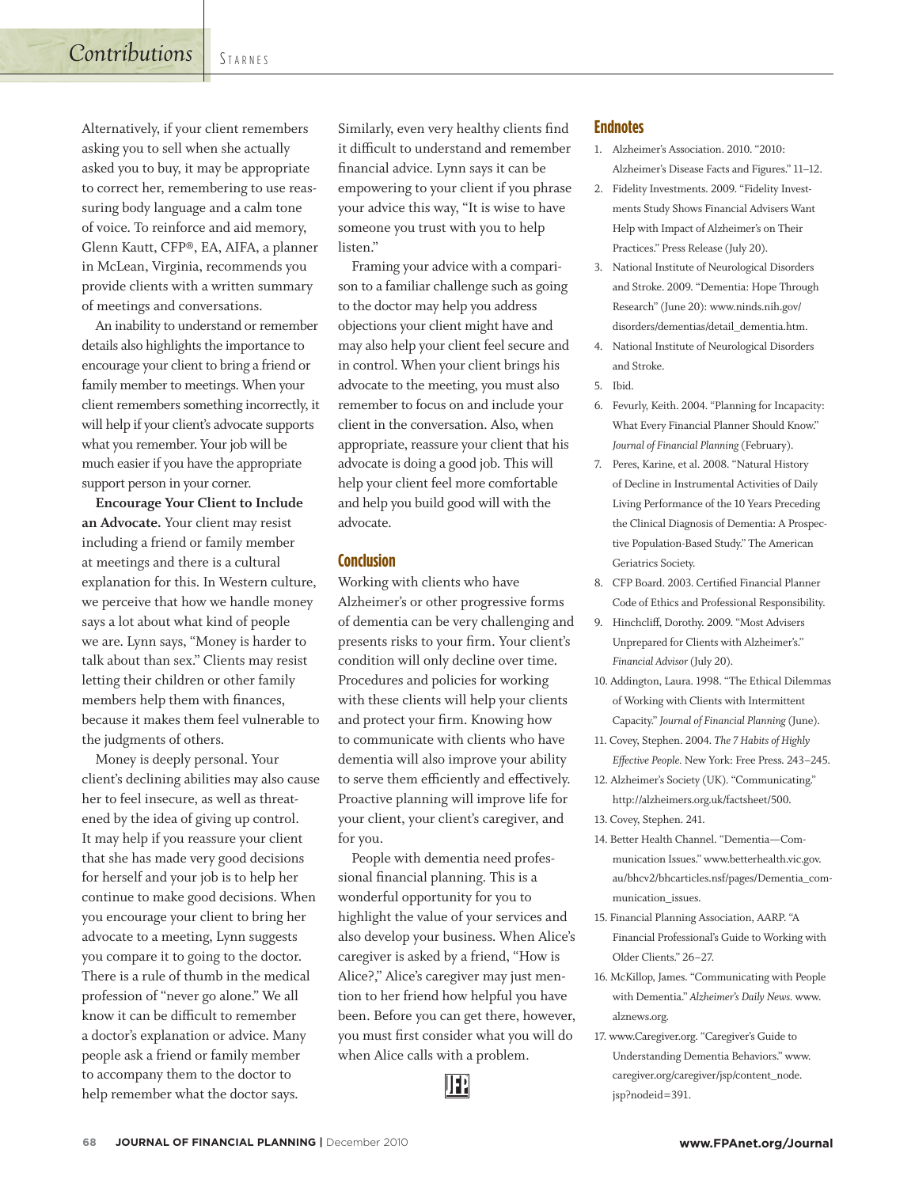Alternatively, if your client remembers asking you to sell when she actually asked you to buy, it may be appropriate to correct her, remembering to use reassuring body language and a calm tone of voice. To reinforce and aid memory, Glenn Kautt, CFP®, EA, AIFA, a planner in McLean, Virginia, recommends you provide clients with a written summary of meetings and conversations.

An inability to understand or remember details also highlights the importance to encourage your client to bring a friend or family member to meetings. When your client remembers something incorrectly, it will help if your client's advocate supports what you remember. Your job will be much easier if you have the appropriate support person in your corner.

**Encourage Your Client to Include an Advocate.** Your client may resist including a friend or family member at meetings and there is a cultural explanation for this. In Western culture, we perceive that how we handle money says a lot about what kind of people we are. Lynn says, "Money is harder to talk about than sex." Clients may resist letting their children or other family members help them with finances, because it makes them feel vulnerable to the judgments of others.

Money is deeply personal. Your client's declining abilities may also cause her to feel insecure, as well as threatened by the idea of giving up control. It may help if you reassure your client that she has made very good decisions for herself and your job is to help her continue to make good decisions. When you encourage your client to bring her advocate to a meeting, Lynn suggests you compare it to going to the doctor. There is a rule of thumb in the medical profession of "never go alone." We all know it can be difficult to remember a doctor's explanation or advice. Many people ask a friend or family member to accompany them to the doctor to help remember what the doctor says.

Similarly, even very healthy clients find it difficult to understand and remember financial advice. Lynn says it can be empowering to your client if you phrase your advice this way, "It is wise to have someone you trust with you to help listen."

Framing your advice with a comparison to a familiar challenge such as going to the doctor may help you address objections your client might have and may also help your client feel secure and in control. When your client brings his advocate to the meeting, you must also remember to focus on and include your client in the conversation. Also, when appropriate, reassure your client that his advocate is doing a good job. This will help your client feel more comfortable and help you build good will with the advocate.

## Conclusion

Working with clients who have Alzheimer's or other progressive forms of dementia can be very challenging and presents risks to your firm. Your client's condition will only decline over time. Procedures and policies for working with these clients will help your clients and protect your firm. Knowing how to communicate with clients who have dementia will also improve your ability to serve them efficiently and effectively. Proactive planning will improve life for your client, your client's caregiver, and for you.

People with dementia need professional financial planning. This is a wonderful opportunity for you to highlight the value of your services and also develop your business. When Alice's caregiver is asked by a friend, "How is Alice?," Alice's caregiver may just mention to her friend how helpful you have been. Before you can get there, however, you must first consider what you will do when Alice calls with a problem.

## Endnotes

1. Alzheimer's Association. 2010. "2010: Alzheimer's Disease Facts and Figures." 11–12.
2. Fidelity Investments. 2009. "Fidelity Investments Study Shows Financial Advisers Want Help with Impact of Alzheimer's on Their Practices." Press Release (July 20).
3. National Institute of Neurological Disorders and Stroke. 2009. "Dementia: Hope Through Research" (June 20): www.ninds.nih.gov/disorders/dementias/detail_dementia.htm.
4. National Institute of Neurological Disorders and Stroke.
5. Ibid.
6. Fevurly, Keith. 2004. "Planning for Incapacity: What Every Financial Planner Should Know." *Journal of Financial Planning* (February).
7. Peres, Karine, et al. 2008. "Natural History of Decline in Instrumental Activities of Daily Living Performance of the 10 Years Preceding the Clinical Diagnosis of Dementia: A Prospective Population-Based Study." The American Geriatrics Society.
8. CFP Board. 2003. Certified Financial Planner Code of Ethics and Professional Responsibility.
9. Hinchcliff, Dorothy. 2009. "Most Advisers Unprepared for Clients with Alzheimer's." *Financial Advisor* (July 20).
10. Addington, Laura. 1998. "The Ethical Dilemmas of Working with Clients with Intermittent Capacity." *Journal of Financial Planning* (June).
11. Covey, Stephen. 2004. *The 7 Habits of Highly Effective People.* New York: Free Press. 243–245.
12. Alzheimer's Society (UK). "Communicating." http://alzheimers.org.uk/factsheet/500.
13. Covey, Stephen. 241.
14. Better Health Channel. "Dementia—Communication Issues." www.betterhealth.vic.gov.au/bhcv2/bhcarticles.nsf/pages/Dementia_communication_issues.
15. Financial Planning Association, AARP. "A Financial Professional's Guide to Working with Older Clients." 26–27.
16. McKillop, James. "Communicating with People with Dementia." *Alzheimer's Daily News.* www.alznews.org.
17. www.Caregiver.org. "Caregiver's Guide to Understanding Dementia Behaviors." www.caregiver.org/caregiver/jsp/content_node.jsp?nodeid=391.